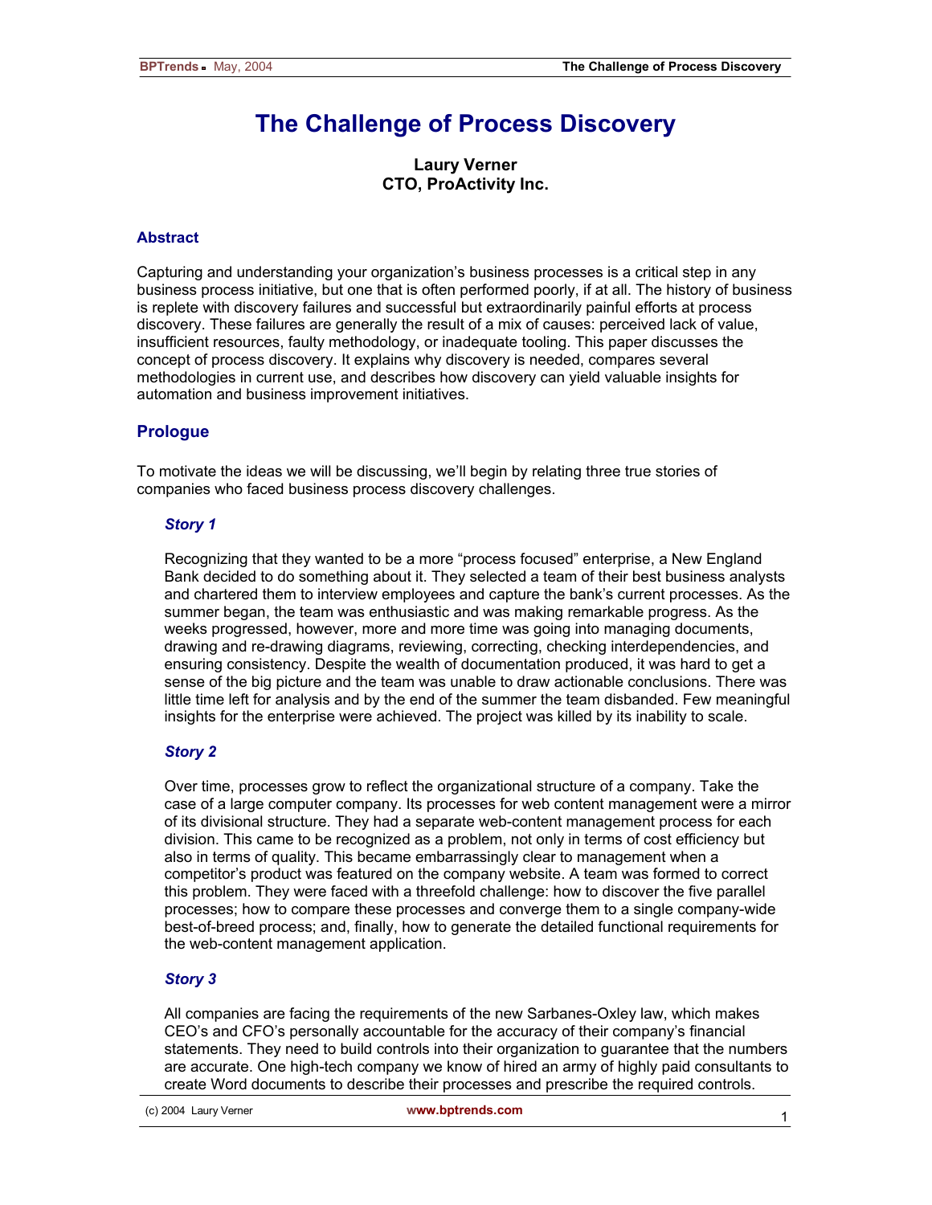# The Challenge of Process Discovery

**Laury Verner**
**CTO, ProActivity Inc.**

## Abstract

Capturing and understanding your organization's business processes is a critical step in any business process initiative, but one that is often performed poorly, if at all. The history of business is replete with discovery failures and successful but extraordinarily painful efforts at process discovery. These failures are generally the result of a mix of causes: perceived lack of value, insufficient resources, faulty methodology, or inadequate tooling. This paper discusses the concept of process discovery. It explains why discovery is needed, compares several methodologies in current use, and describes how discovery can yield valuable insights for automation and business improvement initiatives.

## Prologue

To motivate the ideas we will be discussing, we'll begin by relating three true stories of companies who faced business process discovery challenges.

### *Story 1*

Recognizing that they wanted to be a more "process focused" enterprise, a New England Bank decided to do something about it. They selected a team of their best business analysts and chartered them to interview employees and capture the bank's current processes. As the summer began, the team was enthusiastic and was making remarkable progress. As the weeks progressed, however, more and more time was going into managing documents, drawing and re-drawing diagrams, reviewing, correcting, checking interdependencies, and ensuring consistency. Despite the wealth of documentation produced, it was hard to get a sense of the big picture and the team was unable to draw actionable conclusions. There was little time left for analysis and by the end of the summer the team disbanded. Few meaningful insights for the enterprise were achieved. The project was killed by its inability to scale.

### *Story 2*

Over time, processes grow to reflect the organizational structure of a company. Take the case of a large computer company. Its processes for web content management were a mirror of its divisional structure. They had a separate web-content management process for each division. This came to be recognized as a problem, not only in terms of cost efficiency but also in terms of quality. This became embarrassingly clear to management when a competitor's product was featured on the company website. A team was formed to correct this problem. They were faced with a threefold challenge: how to discover the five parallel processes; how to compare these processes and converge them to a single company-wide best-of-breed process; and, finally, how to generate the detailed functional requirements for the web-content management application.

### *Story 3*

All companies are facing the requirements of the new Sarbanes-Oxley law, which makes CEO's and CFO's personally accountable for the accuracy of their company's financial statements. They need to build controls into their organization to guarantee that the numbers are accurate. One high-tech company we know of hired an army of highly paid consultants to create Word documents to describe their processes and prescribe the required controls.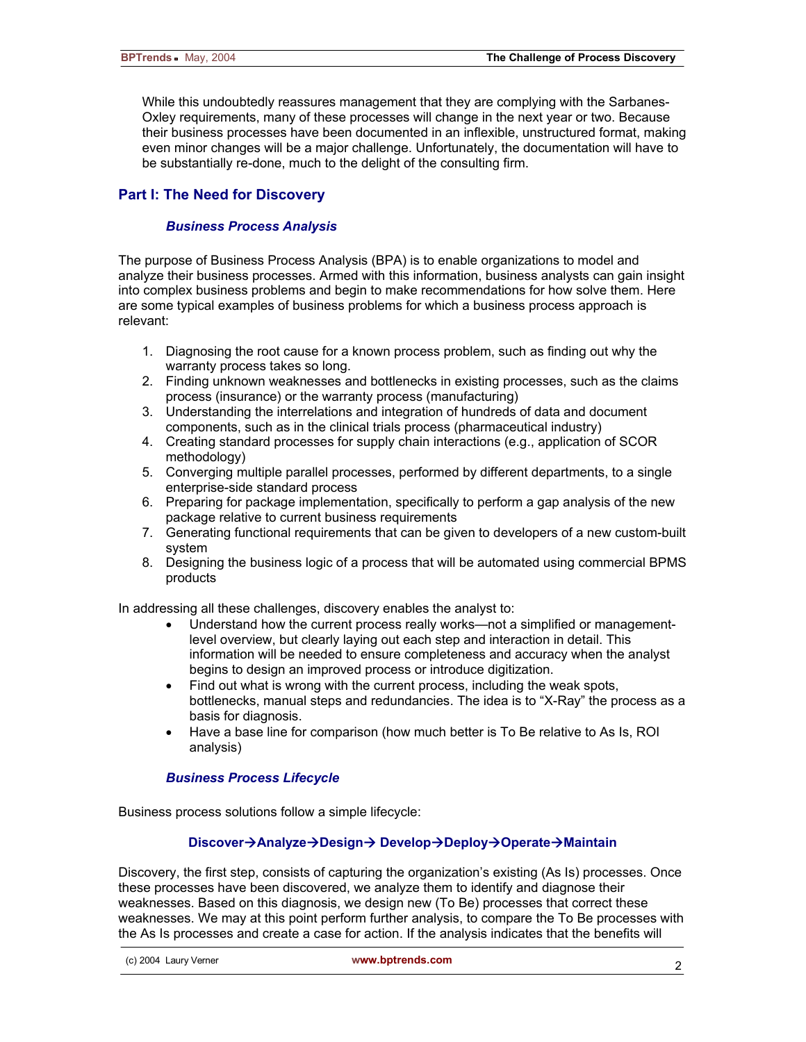While this undoubtedly reassures management that they are complying with the Sarbanes-Oxley requirements, many of these processes will change in the next year or two. Because their business processes have been documented in an inflexible, unstructured format, making even minor changes will be a major challenge. Unfortunately, the documentation will have to be substantially re-done, much to the delight of the consulting firm.

## Part I: The Need for Discovery

### *Business Process Analysis*

The purpose of Business Process Analysis (BPA) is to enable organizations to model and analyze their business processes. Armed with this information, business analysts can gain insight into complex business problems and begin to make recommendations for how solve them. Here are some typical examples of business problems for which a business process approach is relevant:

1. Diagnosing the root cause for a known process problem, such as finding out why the warranty process takes so long.
2. Finding unknown weaknesses and bottlenecks in existing processes, such as the claims process (insurance) or the warranty process (manufacturing)
3. Understanding the interrelations and integration of hundreds of data and document components, such as in the clinical trials process (pharmaceutical industry)
4. Creating standard processes for supply chain interactions (e.g., application of SCOR methodology)
5. Converging multiple parallel processes, performed by different departments, to a single enterprise-side standard process
6. Preparing for package implementation, specifically to perform a gap analysis of the new package relative to current business requirements
7. Generating functional requirements that can be given to developers of a new custom-built system
8. Designing the business logic of a process that will be automated using commercial BPMS products

In addressing all these challenges, discovery enables the analyst to:

- Understand how the current process really works—not a simplified or management-level overview, but clearly laying out each step and interaction in detail. This information will be needed to ensure completeness and accuracy when the analyst begins to design an improved process or introduce digitization.
- Find out what is wrong with the current process, including the weak spots, bottlenecks, manual steps and redundancies. The idea is to "X-Ray" the process as a basis for diagnosis.
- Have a base line for comparison (how much better is To Be relative to As Is, ROI analysis)

### *Business Process Lifecycle*

Business process solutions follow a simple lifecycle:

**Discover→Analyze→Design→ Develop→Deploy→Operate→Maintain**

Discovery, the first step, consists of capturing the organization's existing (As Is) processes. Once these processes have been discovered, we analyze them to identify and diagnose their weaknesses. Based on this diagnosis, we design new (To Be) processes that correct these weaknesses. We may at this point perform further analysis, to compare the To Be processes with the As Is processes and create a case for action. If the analysis indicates that the benefits will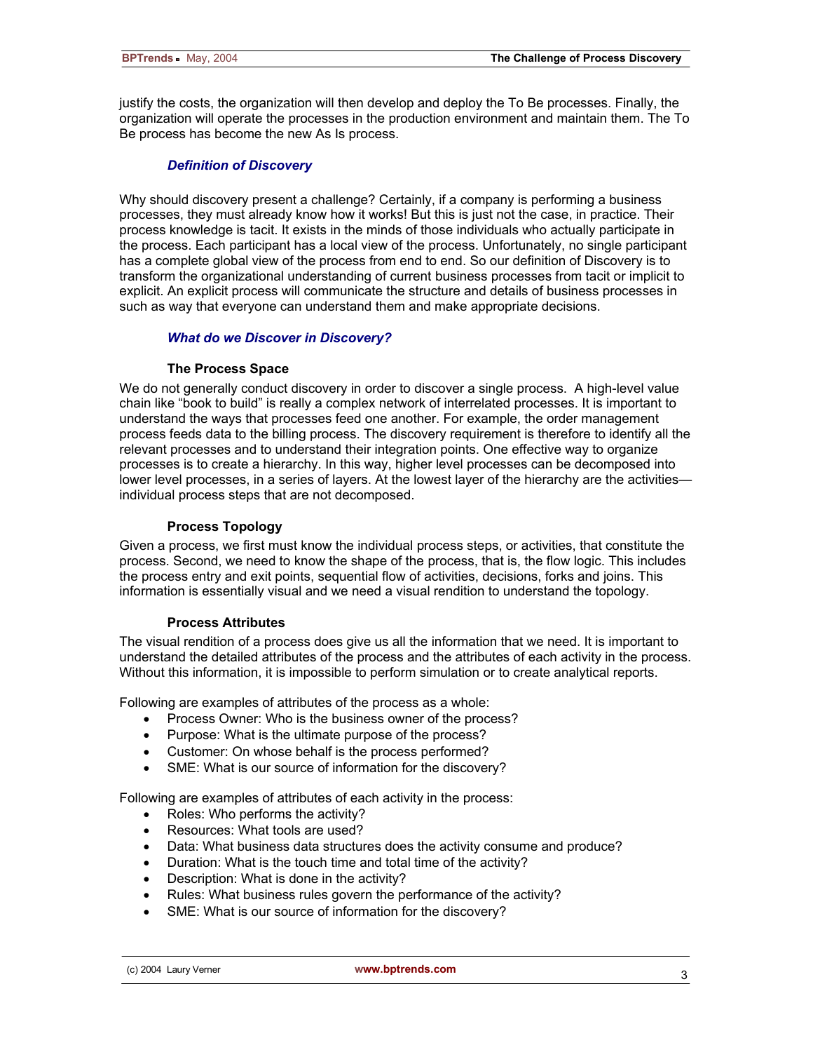justify the costs, the organization will then develop and deploy the To Be processes. Finally, the organization will operate the processes in the production environment and maintain them. The To Be process has become the new As Is process.

### *Definition of Discovery*

Why should discovery present a challenge? Certainly, if a company is performing a business processes, they must already know how it works! But this is just not the case, in practice. Their process knowledge is tacit. It exists in the minds of those individuals who actually participate in the process. Each participant has a local view of the process. Unfortunately, no single participant has a complete global view of the process from end to end. So our definition of Discovery is to transform the organizational understanding of current business processes from tacit or implicit to explicit. An explicit process will communicate the structure and details of business processes in such as way that everyone can understand them and make appropriate decisions.

### *What do we Discover in Discovery?*

#### The Process Space

We do not generally conduct discovery in order to discover a single process. A high-level value chain like "book to build" is really a complex network of interrelated processes. It is important to understand the ways that processes feed one another. For example, the order management process feeds data to the billing process. The discovery requirement is therefore to identify all the relevant processes and to understand their integration points. One effective way to organize processes is to create a hierarchy. In this way, higher level processes can be decomposed into lower level processes, in a series of layers. At the lowest layer of the hierarchy are the activities—individual process steps that are not decomposed.

#### Process Topology

Given a process, we first must know the individual process steps, or activities, that constitute the process. Second, we need to know the shape of the process, that is, the flow logic. This includes the process entry and exit points, sequential flow of activities, decisions, forks and joins. This information is essentially visual and we need a visual rendition to understand the topology.

#### Process Attributes

The visual rendition of a process does give us all the information that we need. It is important to understand the detailed attributes of the process and the attributes of each activity in the process. Without this information, it is impossible to perform simulation or to create analytical reports.

Following are examples of attributes of the process as a whole:

- Process Owner: Who is the business owner of the process?
- Purpose: What is the ultimate purpose of the process?
- Customer: On whose behalf is the process performed?
- SME: What is our source of information for the discovery?

Following are examples of attributes of each activity in the process:

- Roles: Who performs the activity?
- Resources: What tools are used?
- Data: What business data structures does the activity consume and produce?
- Duration: What is the touch time and total time of the activity?
- Description: What is done in the activity?
- Rules: What business rules govern the performance of the activity?
- SME: What is our source of information for the discovery?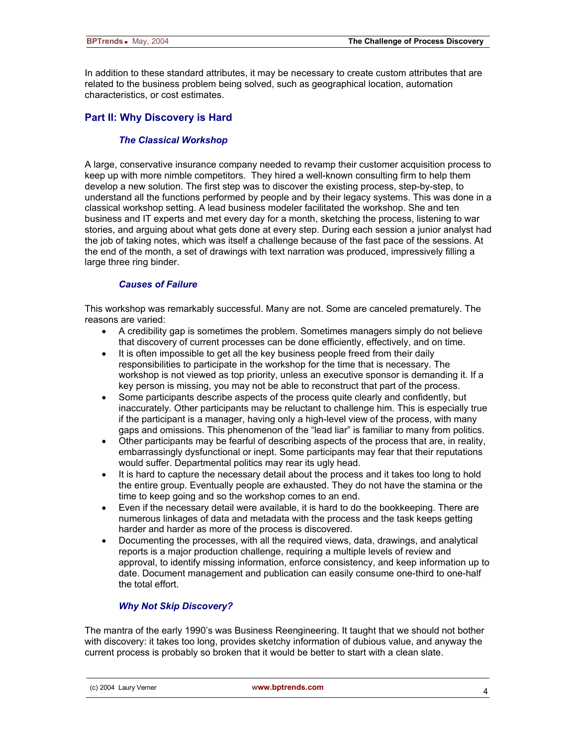In addition to these standard attributes, it may be necessary to create custom attributes that are related to the business problem being solved, such as geographical location, automation characteristics, or cost estimates.

## Part II: Why Discovery is Hard

### *The Classical Workshop*

A large, conservative insurance company needed to revamp their customer acquisition process to keep up with more nimble competitors. They hired a well-known consulting firm to help them develop a new solution. The first step was to discover the existing process, step-by-step, to understand all the functions performed by people and by their legacy systems. This was done in a classical workshop setting. A lead business modeler facilitated the workshop. She and ten business and IT experts and met every day for a month, sketching the process, listening to war stories, and arguing about what gets done at every step. During each session a junior analyst had the job of taking notes, which was itself a challenge because of the fast pace of the sessions. At the end of the month, a set of drawings with text narration was produced, impressively filling a large three ring binder.

### *Causes of Failure*

This workshop was remarkably successful. Many are not. Some are canceled prematurely. The reasons are varied:

- A credibility gap is sometimes the problem. Sometimes managers simply do not believe that discovery of current processes can be done efficiently, effectively, and on time.
- It is often impossible to get all the key business people freed from their daily responsibilities to participate in the workshop for the time that is necessary. The workshop is not viewed as top priority, unless an executive sponsor is demanding it. If a key person is missing, you may not be able to reconstruct that part of the process.
- Some participants describe aspects of the process quite clearly and confidently, but inaccurately. Other participants may be reluctant to challenge him. This is especially true if the participant is a manager, having only a high-level view of the process, with many gaps and omissions. This phenomenon of the "lead liar" is familiar to many from politics.
- Other participants may be fearful of describing aspects of the process that are, in reality, embarrassingly dysfunctional or inept. Some participants may fear that their reputations would suffer. Departmental politics may rear its ugly head.
- It is hard to capture the necessary detail about the process and it takes too long to hold the entire group. Eventually people are exhausted. They do not have the stamina or the time to keep going and so the workshop comes to an end.
- Even if the necessary detail were available, it is hard to do the bookkeeping. There are numerous linkages of data and metadata with the process and the task keeps getting harder and harder as more of the process is discovered.
- Documenting the processes, with all the required views, data, drawings, and analytical reports is a major production challenge, requiring a multiple levels of review and approval, to identify missing information, enforce consistency, and keep information up to date. Document management and publication can easily consume one-third to one-half the total effort.

### *Why Not Skip Discovery?*

The mantra of the early 1990's was Business Reengineering. It taught that we should not bother with discovery: it takes too long, provides sketchy information of dubious value, and anyway the current process is probably so broken that it would be better to start with a clean slate.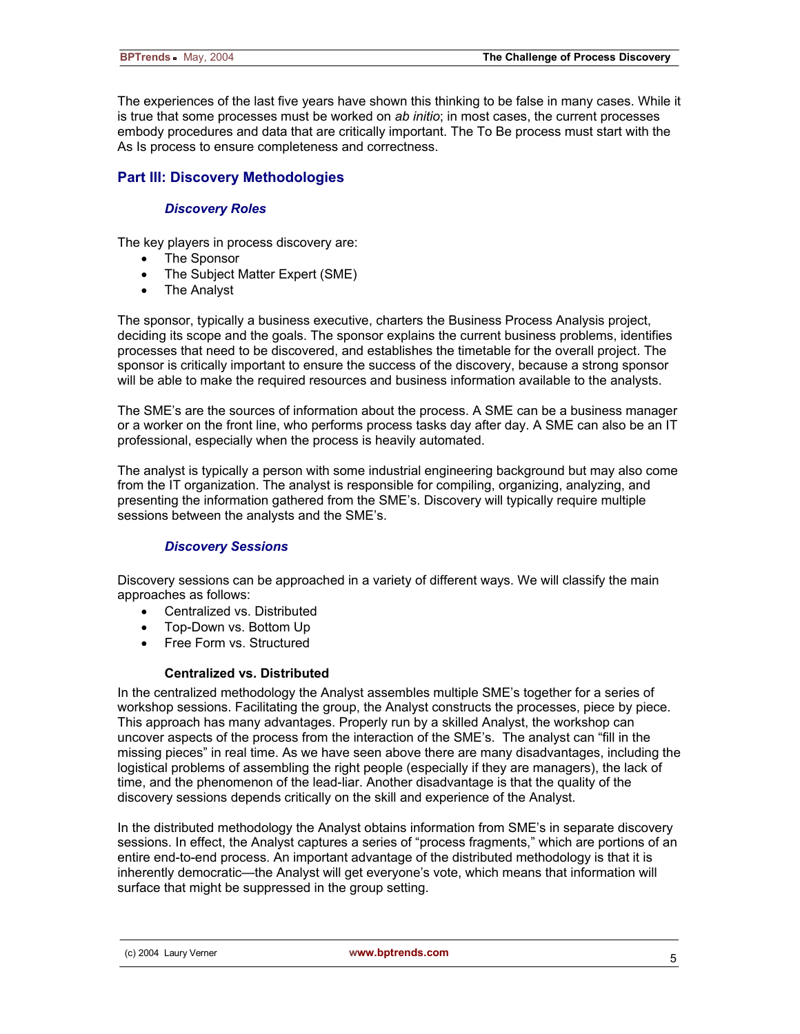The experiences of the last five years have shown this thinking to be false in many cases. While it is true that some processes must be worked on *ab initio*; in most cases, the current processes embody procedures and data that are critically important. The To Be process must start with the As Is process to ensure completeness and correctness.

## Part III: Discovery Methodologies

### *Discovery Roles*

The key players in process discovery are:

- The Sponsor
- The Subject Matter Expert (SME)
- The Analyst

The sponsor, typically a business executive, charters the Business Process Analysis project, deciding its scope and the goals. The sponsor explains the current business problems, identifies processes that need to be discovered, and establishes the timetable for the overall project. The sponsor is critically important to ensure the success of the discovery, because a strong sponsor will be able to make the required resources and business information available to the analysts.

The SME's are the sources of information about the process. A SME can be a business manager or a worker on the front line, who performs process tasks day after day. A SME can also be an IT professional, especially when the process is heavily automated.

The analyst is typically a person with some industrial engineering background but may also come from the IT organization. The analyst is responsible for compiling, organizing, analyzing, and presenting the information gathered from the SME's. Discovery will typically require multiple sessions between the analysts and the SME's.

### *Discovery Sessions*

Discovery sessions can be approached in a variety of different ways. We will classify the main approaches as follows:

- Centralized vs. Distributed
- Top-Down vs. Bottom Up
- Free Form vs. Structured

#### Centralized vs. Distributed

In the centralized methodology the Analyst assembles multiple SME's together for a series of workshop sessions. Facilitating the group, the Analyst constructs the processes, piece by piece. This approach has many advantages. Properly run by a skilled Analyst, the workshop can uncover aspects of the process from the interaction of the SME's. The analyst can "fill in the missing pieces" in real time. As we have seen above there are many disadvantages, including the logistical problems of assembling the right people (especially if they are managers), the lack of time, and the phenomenon of the lead-liar. Another disadvantage is that the quality of the discovery sessions depends critically on the skill and experience of the Analyst.

In the distributed methodology the Analyst obtains information from SME's in separate discovery sessions. In effect, the Analyst captures a series of "process fragments," which are portions of an entire end-to-end process. An important advantage of the distributed methodology is that it is inherently democratic—the Analyst will get everyone's vote, which means that information will surface that might be suppressed in the group setting.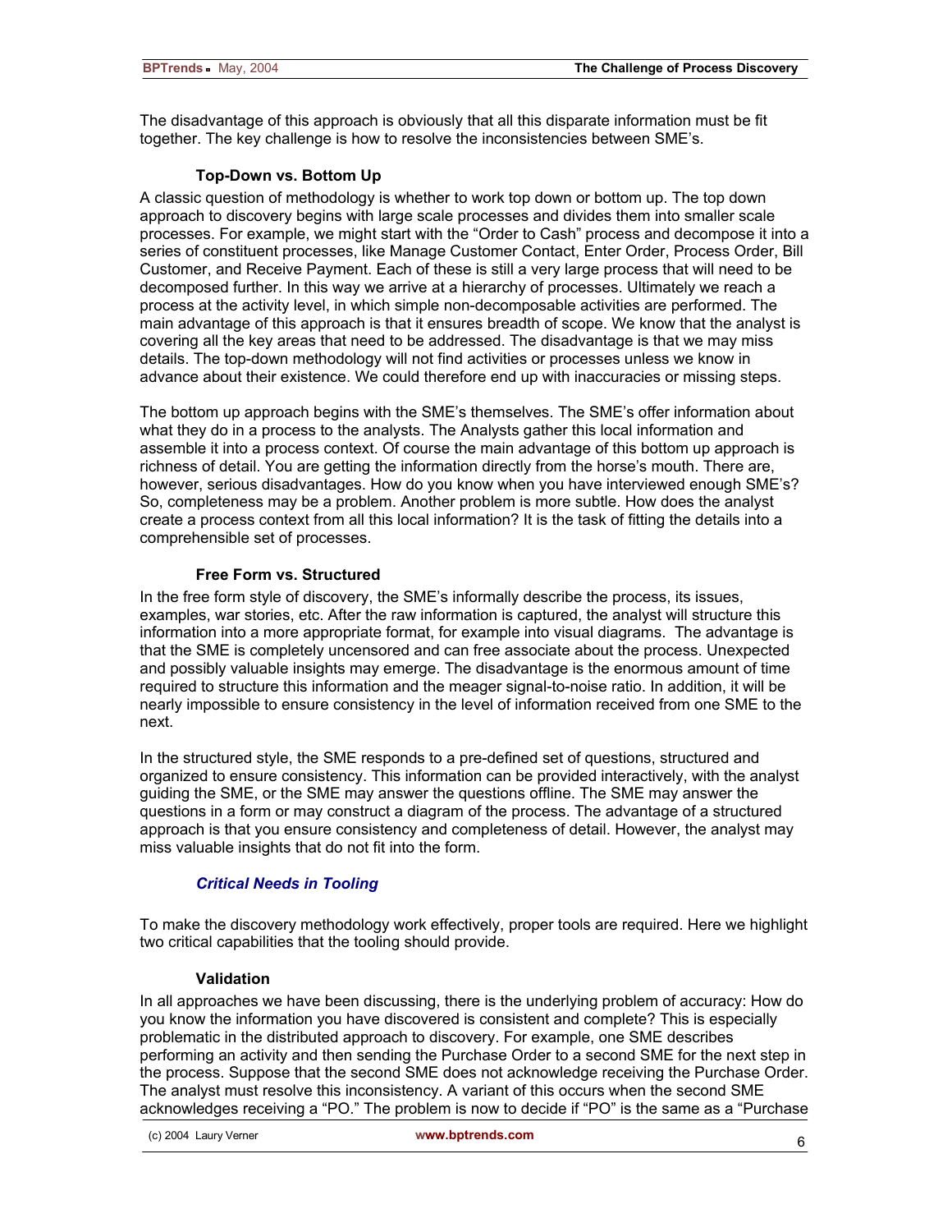The disadvantage of this approach is obviously that all this disparate information must be fit together. The key challenge is how to resolve the inconsistencies between SME's.

#### Top-Down vs. Bottom Up

A classic question of methodology is whether to work top down or bottom up. The top down approach to discovery begins with large scale processes and divides them into smaller scale processes. For example, we might start with the "Order to Cash" process and decompose it into a series of constituent processes, like Manage Customer Contact, Enter Order, Process Order, Bill Customer, and Receive Payment. Each of these is still a very large process that will need to be decomposed further. In this way we arrive at a hierarchy of processes. Ultimately we reach a process at the activity level, in which simple non-decomposable activities are performed. The main advantage of this approach is that it ensures breadth of scope. We know that the analyst is covering all the key areas that need to be addressed. The disadvantage is that we may miss details. The top-down methodology will not find activities or processes unless we know in advance about their existence. We could therefore end up with inaccuracies or missing steps.

The bottom up approach begins with the SME's themselves. The SME's offer information about what they do in a process to the analysts. The Analysts gather this local information and assemble it into a process context. Of course the main advantage of this bottom up approach is richness of detail. You are getting the information directly from the horse's mouth. There are, however, serious disadvantages. How do you know when you have interviewed enough SME's? So, completeness may be a problem. Another problem is more subtle. How does the analyst create a process context from all this local information? It is the task of fitting the details into a comprehensible set of processes.

#### Free Form vs. Structured

In the free form style of discovery, the SME's informally describe the process, its issues, examples, war stories, etc. After the raw information is captured, the analyst will structure this information into a more appropriate format, for example into visual diagrams. The advantage is that the SME is completely uncensored and can free associate about the process. Unexpected and possibly valuable insights may emerge. The disadvantage is the enormous amount of time required to structure this information and the meager signal-to-noise ratio. In addition, it will be nearly impossible to ensure consistency in the level of information received from one SME to the next.

In the structured style, the SME responds to a pre-defined set of questions, structured and organized to ensure consistency. This information can be provided interactively, with the analyst guiding the SME, or the SME may answer the questions offline. The SME may answer the questions in a form or may construct a diagram of the process. The advantage of a structured approach is that you ensure consistency and completeness of detail. However, the analyst may miss valuable insights that do not fit into the form.

### *Critical Needs in Tooling*

To make the discovery methodology work effectively, proper tools are required. Here we highlight two critical capabilities that the tooling should provide.

#### Validation

In all approaches we have been discussing, there is the underlying problem of accuracy: How do you know the information you have discovered is consistent and complete? This is especially problematic in the distributed approach to discovery. For example, one SME describes performing an activity and then sending the Purchase Order to a second SME for the next step in the process. Suppose that the second SME does not acknowledge receiving the Purchase Order. The analyst must resolve this inconsistency. A variant of this occurs when the second SME acknowledges receiving a "PO." The problem is now to decide if "PO" is the same as a "Purchase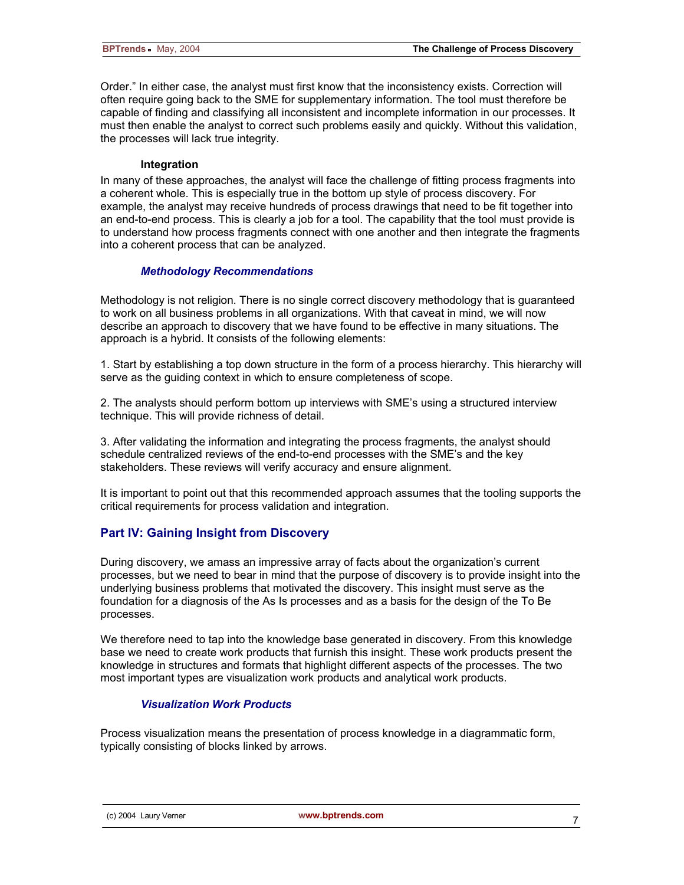Order." In either case, the analyst must first know that the inconsistency exists. Correction will often require going back to the SME for supplementary information. The tool must therefore be capable of finding and classifying all inconsistent and incomplete information in our processes. It must then enable the analyst to correct such problems easily and quickly. Without this validation, the processes will lack true integrity.

**Integration**

In many of these approaches, the analyst will face the challenge of fitting process fragments into a coherent whole. This is especially true in the bottom up style of process discovery. For example, the analyst may receive hundreds of process drawings that need to be fit together into an end-to-end process. This is clearly a job for a tool. The capability that the tool must provide is to understand how process fragments connect with one another and then integrate the fragments into a coherent process that can be analyzed.

### *Methodology Recommendations*

Methodology is not religion. There is no single correct discovery methodology that is guaranteed to work on all business problems in all organizations. With that caveat in mind, we will now describe an approach to discovery that we have found to be effective in many situations. The approach is a hybrid. It consists of the following elements:

1. Start by establishing a top down structure in the form of a process hierarchy. This hierarchy will serve as the guiding context in which to ensure completeness of scope.

2. The analysts should perform bottom up interviews with SME's using a structured interview technique. This will provide richness of detail.

3. After validating the information and integrating the process fragments, the analyst should schedule centralized reviews of the end-to-end processes with the SME's and the key stakeholders. These reviews will verify accuracy and ensure alignment.

It is important to point out that this recommended approach assumes that the tooling supports the critical requirements for process validation and integration.

## Part IV: Gaining Insight from Discovery

During discovery, we amass an impressive array of facts about the organization's current processes, but we need to bear in mind that the purpose of discovery is to provide insight into the underlying business problems that motivated the discovery. This insight must serve as the foundation for a diagnosis of the As Is processes and as a basis for the design of the To Be processes.

We therefore need to tap into the knowledge base generated in discovery. From this knowledge base we need to create work products that furnish this insight. These work products present the knowledge in structures and formats that highlight different aspects of the processes. The two most important types are visualization work products and analytical work products.

### *Visualization Work Products*

Process visualization means the presentation of process knowledge in a diagrammatic form, typically consisting of blocks linked by arrows.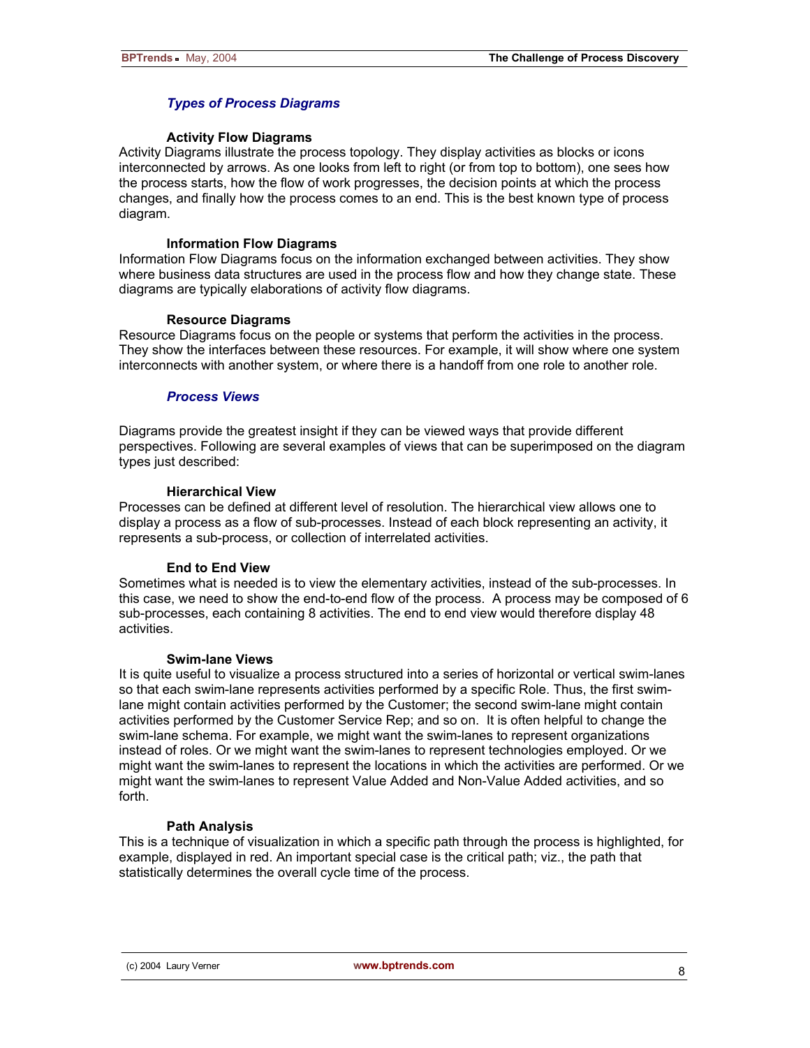### *Types of Process Diagrams*

#### Activity Flow Diagrams

Activity Diagrams illustrate the process topology. They display activities as blocks or icons interconnected by arrows. As one looks from left to right (or from top to bottom), one sees how the process starts, how the flow of work progresses, the decision points at which the process changes, and finally how the process comes to an end. This is the best known type of process diagram.

#### Information Flow Diagrams

Information Flow Diagrams focus on the information exchanged between activities. They show where business data structures are used in the process flow and how they change state. These diagrams are typically elaborations of activity flow diagrams.

#### Resource Diagrams

Resource Diagrams focus on the people or systems that perform the activities in the process. They show the interfaces between these resources. For example, it will show where one system interconnects with another system, or where there is a handoff from one role to another role.

### *Process Views*

Diagrams provide the greatest insight if they can be viewed ways that provide different perspectives. Following are several examples of views that can be superimposed on the diagram types just described:

#### Hierarchical View

Processes can be defined at different level of resolution. The hierarchical view allows one to display a process as a flow of sub-processes. Instead of each block representing an activity, it represents a sub-process, or collection of interrelated activities.

#### End to End View

Sometimes what is needed is to view the elementary activities, instead of the sub-processes. In this case, we need to show the end-to-end flow of the process. A process may be composed of 6 sub-processes, each containing 8 activities. The end to end view would therefore display 48 activities.

#### Swim-lane Views

It is quite useful to visualize a process structured into a series of horizontal or vertical swim-lanes so that each swim-lane represents activities performed by a specific Role. Thus, the first swim-lane might contain activities performed by the Customer; the second swim-lane might contain activities performed by the Customer Service Rep; and so on. It is often helpful to change the swim-lane schema. For example, we might want the swim-lanes to represent organizations instead of roles. Or we might want the swim-lanes to represent technologies employed. Or we might want the swim-lanes to represent the locations in which the activities are performed. Or we might want the swim-lanes to represent Value Added and Non-Value Added activities, and so forth.

#### Path Analysis

This is a technique of visualization in which a specific path through the process is highlighted, for example, displayed in red. An important special case is the critical path; viz., the path that statistically determines the overall cycle time of the process.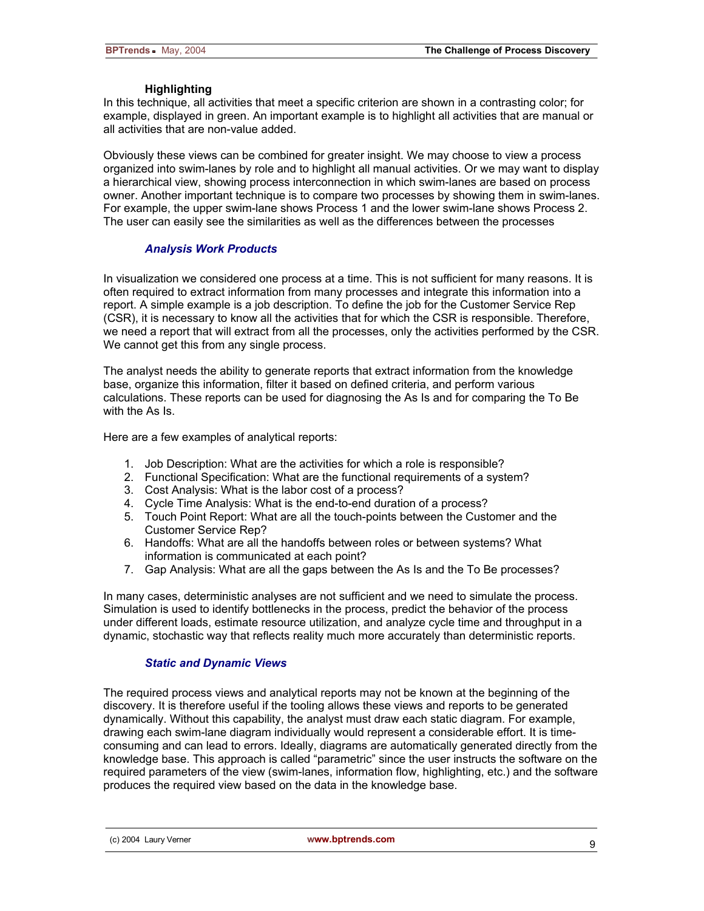#### Highlighting

In this technique, all activities that meet a specific criterion are shown in a contrasting color; for example, displayed in green. An important example is to highlight all activities that are manual or all activities that are non-value added.

Obviously these views can be combined for greater insight. We may choose to view a process organized into swim-lanes by role and to highlight all manual activities. Or we may want to display a hierarchical view, showing process interconnection in which swim-lanes are based on process owner. Another important technique is to compare two processes by showing them in swim-lanes. For example, the upper swim-lane shows Process 1 and the lower swim-lane shows Process 2. The user can easily see the similarities as well as the differences between the processes

### *Analysis Work Products*

In visualization we considered one process at a time. This is not sufficient for many reasons. It is often required to extract information from many processes and integrate this information into a report. A simple example is a job description. To define the job for the Customer Service Rep (CSR), it is necessary to know all the activities that for which the CSR is responsible. Therefore, we need a report that will extract from all the processes, only the activities performed by the CSR. We cannot get this from any single process.

The analyst needs the ability to generate reports that extract information from the knowledge base, organize this information, filter it based on defined criteria, and perform various calculations. These reports can be used for diagnosing the As Is and for comparing the To Be with the As Is.

Here are a few examples of analytical reports:

1. Job Description: What are the activities for which a role is responsible?
2. Functional Specification: What are the functional requirements of a system?
3. Cost Analysis: What is the labor cost of a process?
4. Cycle Time Analysis: What is the end-to-end duration of a process?
5. Touch Point Report: What are all the touch-points between the Customer and the Customer Service Rep?
6. Handoffs: What are all the handoffs between roles or between systems? What information is communicated at each point?
7. Gap Analysis: What are all the gaps between the As Is and the To Be processes?

In many cases, deterministic analyses are not sufficient and we need to simulate the process. Simulation is used to identify bottlenecks in the process, predict the behavior of the process under different loads, estimate resource utilization, and analyze cycle time and throughput in a dynamic, stochastic way that reflects reality much more accurately than deterministic reports.

### *Static and Dynamic Views*

The required process views and analytical reports may not be known at the beginning of the discovery. It is therefore useful if the tooling allows these views and reports to be generated dynamically. Without this capability, the analyst must draw each static diagram. For example, drawing each swim-lane diagram individually would represent a considerable effort. It is time-consuming and can lead to errors. Ideally, diagrams are automatically generated directly from the knowledge base. This approach is called "parametric" since the user instructs the software on the required parameters of the view (swim-lanes, information flow, highlighting, etc.) and the software produces the required view based on the data in the knowledge base.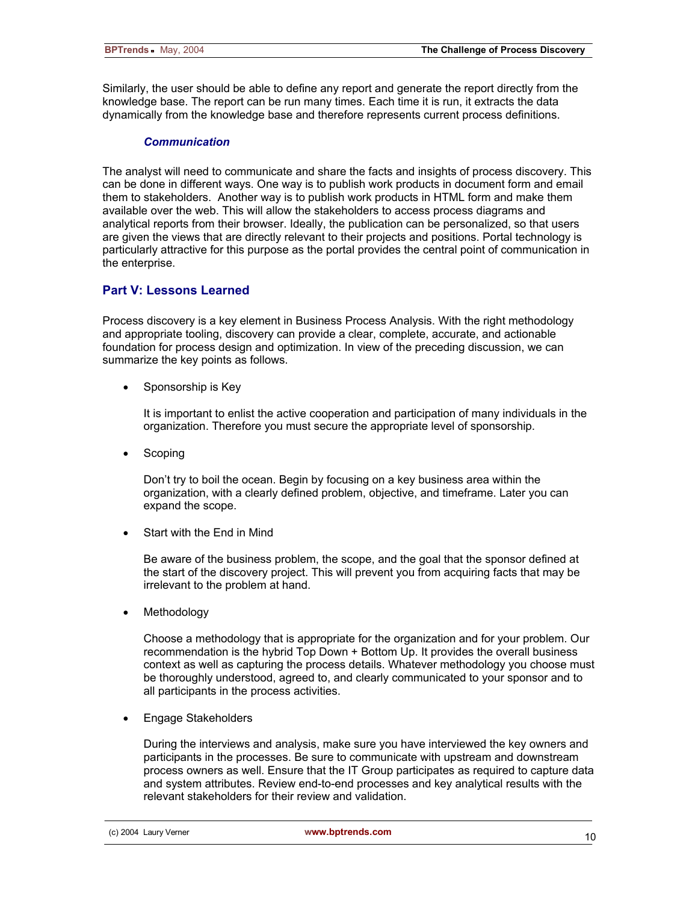Similarly, the user should be able to define any report and generate the report directly from the knowledge base. The report can be run many times. Each time it is run, it extracts the data dynamically from the knowledge base and therefore represents current process definitions.

### *Communication*

The analyst will need to communicate and share the facts and insights of process discovery. This can be done in different ways. One way is to publish work products in document form and email them to stakeholders. Another way is to publish work products in HTML form and make them available over the web. This will allow the stakeholders to access process diagrams and analytical reports from their browser. Ideally, the publication can be personalized, so that users are given the views that are directly relevant to their projects and positions. Portal technology is particularly attractive for this purpose as the portal provides the central point of communication in the enterprise.

## Part V: Lessons Learned

Process discovery is a key element in Business Process Analysis. With the right methodology and appropriate tooling, discovery can provide a clear, complete, accurate, and actionable foundation for process design and optimization. In view of the preceding discussion, we can summarize the key points as follows.

- Sponsorship is Key

  It is important to enlist the active cooperation and participation of many individuals in the organization. Therefore you must secure the appropriate level of sponsorship.

- Scoping

  Don't try to boil the ocean. Begin by focusing on a key business area within the organization, with a clearly defined problem, objective, and timeframe. Later you can expand the scope.

- Start with the End in Mind

  Be aware of the business problem, the scope, and the goal that the sponsor defined at the start of the discovery project. This will prevent you from acquiring facts that may be irrelevant to the problem at hand.

- Methodology

  Choose a methodology that is appropriate for the organization and for your problem. Our recommendation is the hybrid Top Down + Bottom Up. It provides the overall business context as well as capturing the process details. Whatever methodology you choose must be thoroughly understood, agreed to, and clearly communicated to your sponsor and to all participants in the process activities.

- Engage Stakeholders

  During the interviews and analysis, make sure you have interviewed the key owners and participants in the processes. Be sure to communicate with upstream and downstream process owners as well. Ensure that the IT Group participates as required to capture data and system attributes. Review end-to-end processes and key analytical results with the relevant stakeholders for their review and validation.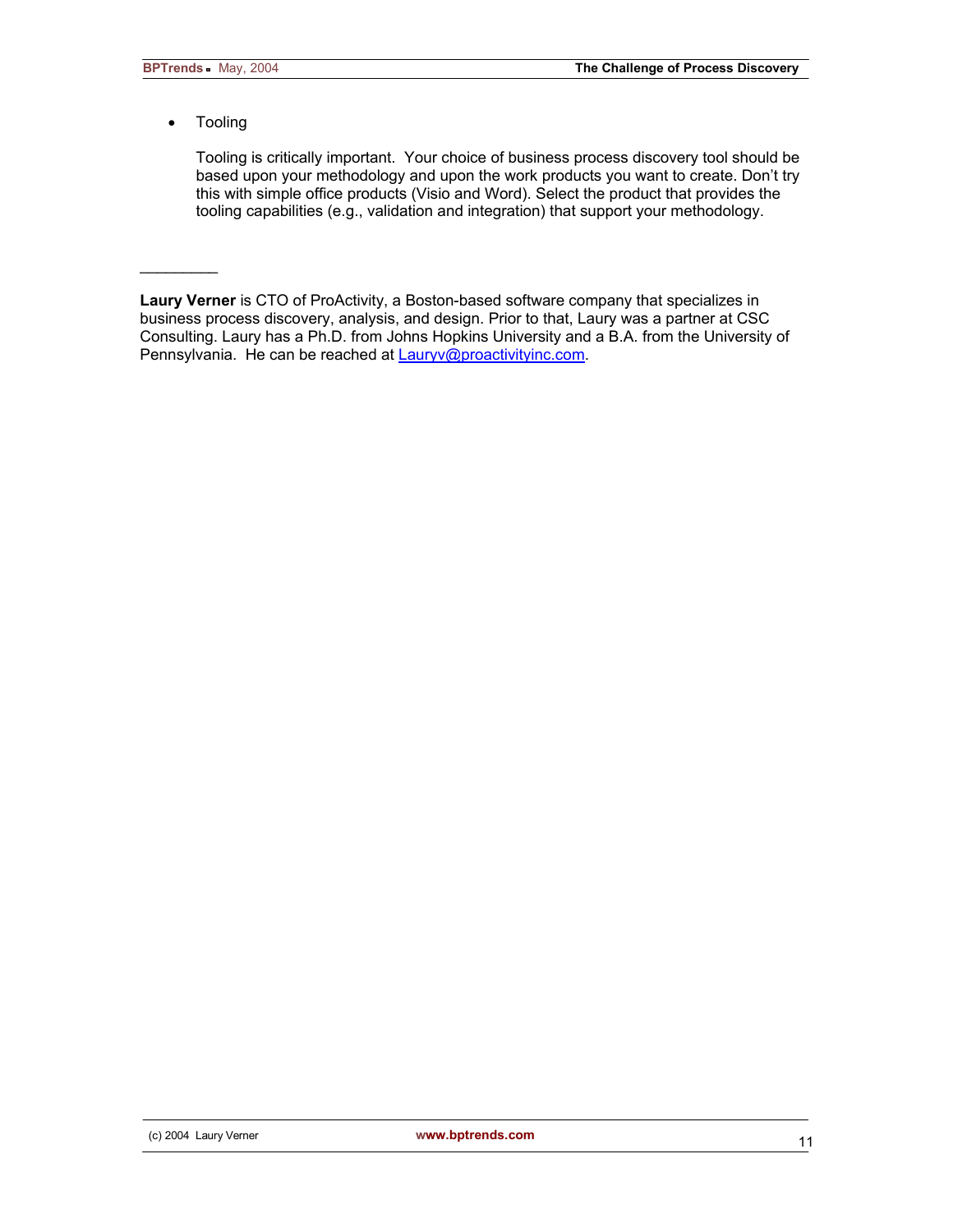- Tooling

  Tooling is critically important. Your choice of business process discovery tool should be based upon your methodology and upon the work products you want to create. Don't try this with simple office products (Visio and Word). Select the product that provides the tooling capabilities (e.g., validation and integration) that support your methodology.

---

**Laury Verner** is CTO of ProActivity, a Boston-based software company that specializes in business process discovery, analysis, and design. Prior to that, Laury was a partner at CSC Consulting. Laury has a Ph.D. from Johns Hopkins University and a B.A. from the University of Pennsylvania. He can be reached at [Lauryv@proactivityinc.com](mailto:Lauryv@proactivityinc.com).